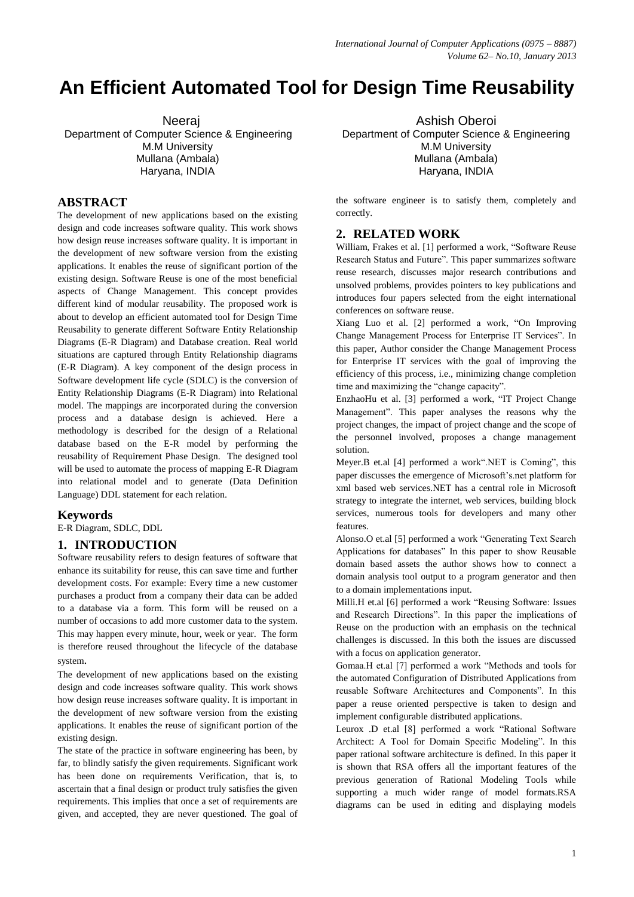# An Efficient Automated Tool for Design Time Reusability

Neeraj
Department of Computer Science & Engineering
M.M University
Mullana (Ambala)
Haryana, INDIA

Ashish Oberoi
Department of Computer Science & Engineering
M.M University
Mullana (Ambala)
Haryana, INDIA

## ABSTRACT

The development of new applications based on the existing design and code increases software quality. This work shows how design reuse increases software quality. It is important in the development of new software version from the existing applications. It enables the reuse of significant portion of the existing design. Software Reuse is one of the most beneficial aspects of Change Management. This concept provides different kind of modular reusability. The proposed work is about to develop an efficient automated tool for Design Time Reusability to generate different Software Entity Relationship Diagrams (E-R Diagram) and Database creation. Real world situations are captured through Entity Relationship diagrams (E-R Diagram). A key component of the design process in Software development life cycle (SDLC) is the conversion of Entity Relationship Diagrams (E-R Diagram) into Relational model. The mappings are incorporated during the conversion process and a database design is achieved. Here a methodology is described for the design of a Relational database based on the E-R model by performing the reusability of Requirement Phase Design. The designed tool will be used to automate the process of mapping E-R Diagram into relational model and to generate (Data Definition Language) DDL statement for each relation.

### Keywords

E-R Diagram, SDLC, DDL

## 1. INTRODUCTION

Software reusability refers to design features of software that enhance its suitability for reuse, this can save time and further development costs. For example: Every time a new customer purchases a product from a company their data can be added to a database via a form. This form will be reused on a number of occasions to add more customer data to the system. This may happen every minute, hour, week or year. The form is therefore reused throughout the lifecycle of the database system.

The development of new applications based on the existing design and code increases software quality. This work shows how design reuse increases software quality. It is important in the development of new software version from the existing applications. It enables the reuse of significant portion of the existing design.

The state of the practice in software engineering has been, by far, to blindly satisfy the given requirements. Significant work has been done on requirements Verification, that is, to ascertain that a final design or product truly satisfies the given requirements. This implies that once a set of requirements are given, and accepted, they are never questioned. The goal of the software engineer is to satisfy them, completely and correctly.

## 2. RELATED WORK

William, Frakes et al. [1] performed a work, "Software Reuse Research Status and Future". This paper summarizes software reuse research, discusses major research contributions and unsolved problems, provides pointers to key publications and introduces four papers selected from the eight international conferences on software reuse.

Xiang Luo et al. [2] performed a work, "On Improving Change Management Process for Enterprise IT Services". In this paper, Author consider the Change Management Process for Enterprise IT services with the goal of improving the efficiency of this process, i.e., minimizing change completion time and maximizing the "change capacity".

EnzhaoHu et al. [3] performed a work, "IT Project Change Management". This paper analyses the reasons why the project changes, the impact of project change and the scope of the personnel involved, proposes a change management solution.

Meyer.B et.al [4] performed a work".NET is Coming", this paper discusses the emergence of Microsoft's.net platform for xml based web services.NET has a central role in Microsoft strategy to integrate the internet, web services, building block services, numerous tools for developers and many other features.

Alonso.O et.al [5] performed a work "Generating Text Search Applications for databases" In this paper to show Reusable domain based assets the author shows how to connect a domain analysis tool output to a program generator and then to a domain implementations input.

Milli.H et.al [6] performed a work "Reusing Software: Issues and Research Directions". In this paper the implications of Reuse on the production with an emphasis on the technical challenges is discussed. In this both the issues are discussed with a focus on application generator.

Gomaa.H et.al [7] performed a work "Methods and tools for the automated Configuration of Distributed Applications from reusable Software Architectures and Components". In this paper a reuse oriented perspective is taken to design and implement configurable distributed applications.

Leurox .D et.al [8] performed a work "Rational Software Architect: A Tool for Domain Specific Modeling". In this paper rational software architecture is defined. In this paper it is shown that RSA offers all the important features of the previous generation of Rational Modeling Tools while supporting a much wider range of model formats.RSA diagrams can be used in editing and displaying models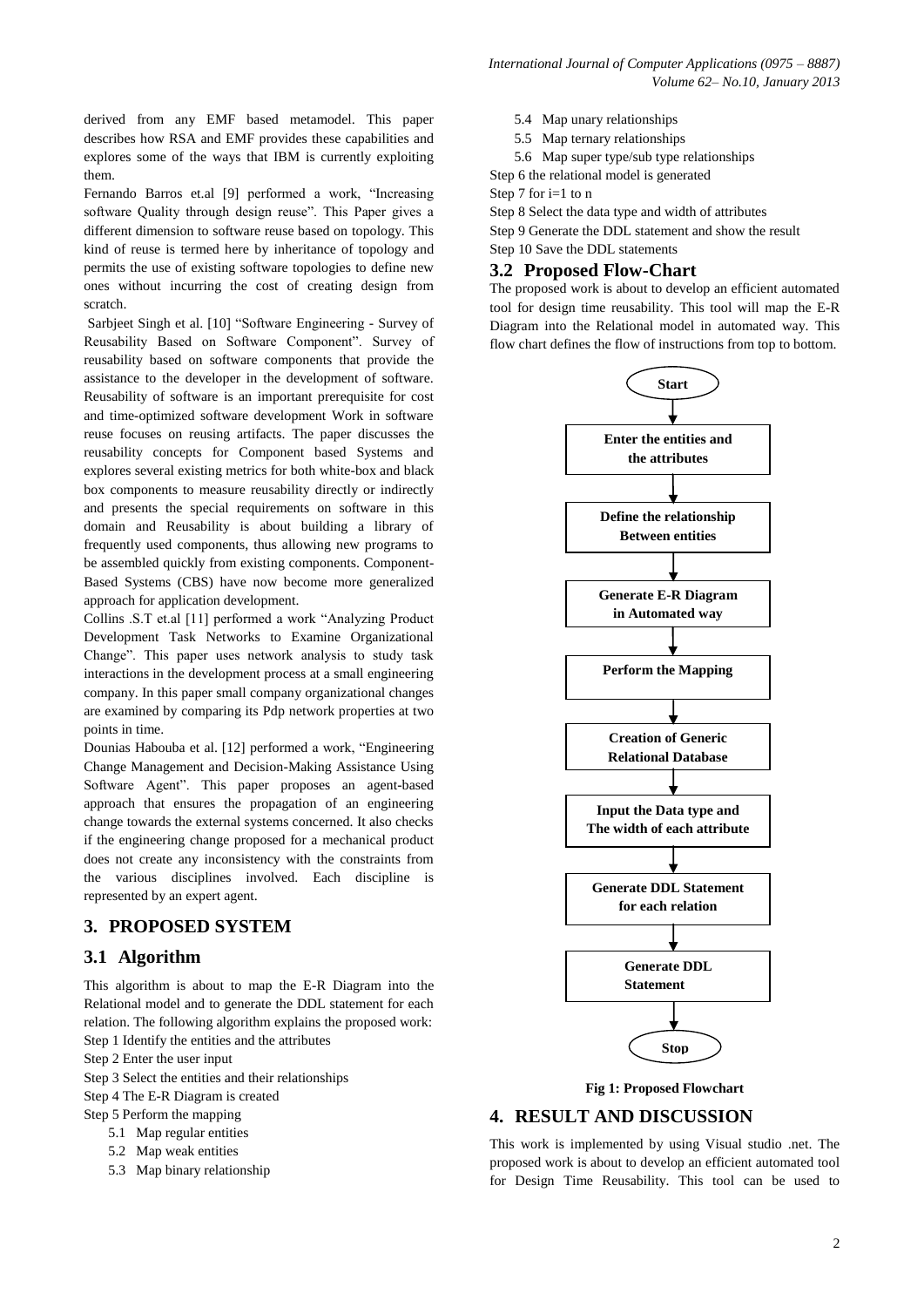derived from any EMF based metamodel. This paper describes how RSA and EMF provides these capabilities and explores some of the ways that IBM is currently exploiting them.

Fernando Barros et.al [9] performed a work, "Increasing software Quality through design reuse". This Paper gives a different dimension to software reuse based on topology. This kind of reuse is termed here by inheritance of topology and permits the use of existing software topologies to define new ones without incurring the cost of creating design from scratch.

Sarbjeet Singh et al. [10] "Software Engineering - Survey of Reusability Based on Software Component". Survey of reusability based on software components that provide the assistance to the developer in the development of software. Reusability of software is an important prerequisite for cost and time-optimized software development Work in software reuse focuses on reusing artifacts. The paper discusses the reusability concepts for Component based Systems and explores several existing metrics for both white-box and black box components to measure reusability directly or indirectly and presents the special requirements on software in this domain and Reusability is about building a library of frequently used components, thus allowing new programs to be assembled quickly from existing components. Component-Based Systems (CBS) have now become more generalized approach for application development.

Collins .S.T et.al [11] performed a work "Analyzing Product Development Task Networks to Examine Organizational Change". This paper uses network analysis to study task interactions in the development process at a small engineering company. In this paper small company organizational changes are examined by comparing its Pdp network properties at two points in time.

Dounias Habouba et al. [12] performed a work, "Engineering Change Management and Decision-Making Assistance Using Software Agent". This paper proposes an agent-based approach that ensures the propagation of an engineering change towards the external systems concerned. It also checks if the engineering change proposed for a mechanical product does not create any inconsistency with the constraints from the various disciplines involved. Each discipline is represented by an expert agent.

## 3. PROPOSED SYSTEM

### 3.1 Algorithm

This algorithm is about to map the E-R Diagram into the Relational model and to generate the DDL statement for each relation. The following algorithm explains the proposed work:

Step 1 Identify the entities and the attributes

Step 2 Enter the user input

Step 3 Select the entities and their relationships

Step 4 The E-R Diagram is created

Step 5 Perform the mapping

- 5.1 Map regular entities
- 5.2 Map weak entities
- 5.3 Map binary relationship
- 5.4 Map unary relationships
- 5.5 Map ternary relationships
- 5.6 Map super type/sub type relationships

Step 6 the relational model is generated

Step 7 for i=1 to n

Step 8 Select the data type and width of attributes

Step 9 Generate the DDL statement and show the result

Step 10 Save the DDL statements

### 3.2 Proposed Flow-Chart

The proposed work is about to develop an efficient automated tool for design time reusability. This tool will map the E-R Diagram into the Relational model in automated way. This flow chart defines the flow of instructions from top to bottom.

Start → Enter the entities and the attributes → Define the relationship Between entities → Generate E-R Diagram in Automated way → Perform the Mapping → Creation of Generic Relational Database → Input the Data type and The width of each attribute → Generate DDL Statement for each relation → Generate DDL Statement → Stop

**Fig 1: Proposed Flowchart**

## 4. RESULT AND DISCUSSION

This work is implemented by using Visual studio .net. The proposed work is about to develop an efficient automated tool for Design Time Reusability. This tool can be used to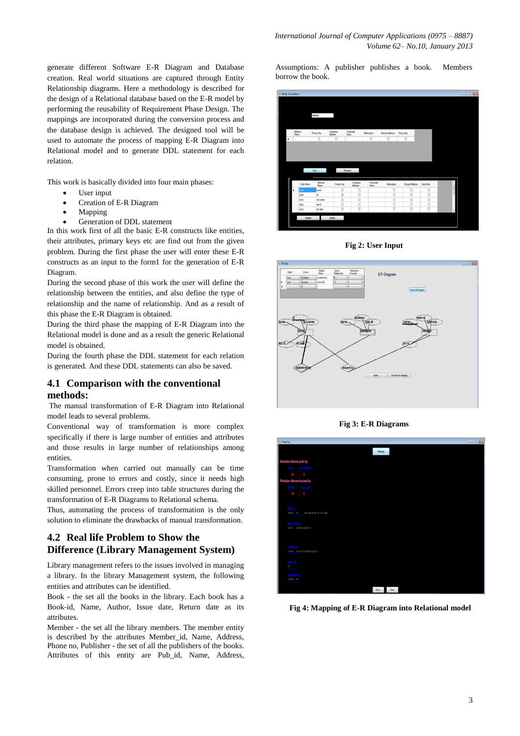generate different Software E-R Diagram and Database creation. Real world situations are captured through Entity Relationship diagrams. Here a methodology is described for the design of a Relational database based on the E-R model by performing the reusability of Requirement Phase Design. The mappings are incorporated during the conversion process and the database design is achieved. The designed tool will be used to automate the process of mapping E-R Diagram into Relational model and to generate DDL statement for each relation.

This work is basically divided into four main phases:

- User input
- Creation of E-R Diagram
- Mapping
- Generation of DDL statement

In this work first of all the basic E-R constructs like entities, their attributes, primary keys etc are find out from the given problem. During the first phase the user will enter these E-R constructs as an input to the form1 for the generation of E-R Diagram.

During the second phase of this work the user will define the relationship between the entities, and also define the type of relationship and the name of relationship. And as a result of this phase the E-R Diagram is obtained.

During the third phase the mapping of E-R Diagram into the Relational model is done and as a result the generic Relational model is obtained.

During the fourth phase the DDL statement for each relation is generated. And these DDL statements can also be saved.

## 4.1 Comparison with the conventional methods:

The manual transformation of E-R Diagram into Relational model leads to several problems.

Conventional way of transformation is more complex specifically if there is large number of entities and attributes and those results in large number of relationships among entities.

Transformation when carried out manually can be time consuming, prone to errors and costly, since it needs high skilled personnel. Errors creep into table structures during the transformation of E-R Diagrams to Relational schema.

Thus, automating the process of transformation is the only solution to eliminate the drawbacks of manual transformation.

## 4.2 Real life Problem to Show the Difference (Library Management System)

Library management refers to the issues involved in managing a library. In the library Management system, the following entities and attributes can be identified.

Book - the set all the books in the library. Each book has a Book-id, Name, Author, Issue date, Return date as its attributes.

Member - the set all the library members. The member entity is described by the attributes Member_id, Name, Address, Phone no, Publisher - the set of all the publishers of the books. Attributes of this entity are Pub_id, Name, Address,

Assumptions: A publisher publishes a book. Members borrow the book.

**Fig 2: User Input**

**Fig 3: E-R Diagrams**

**Fig 4: Mapping of E-R Diagram into Relational model**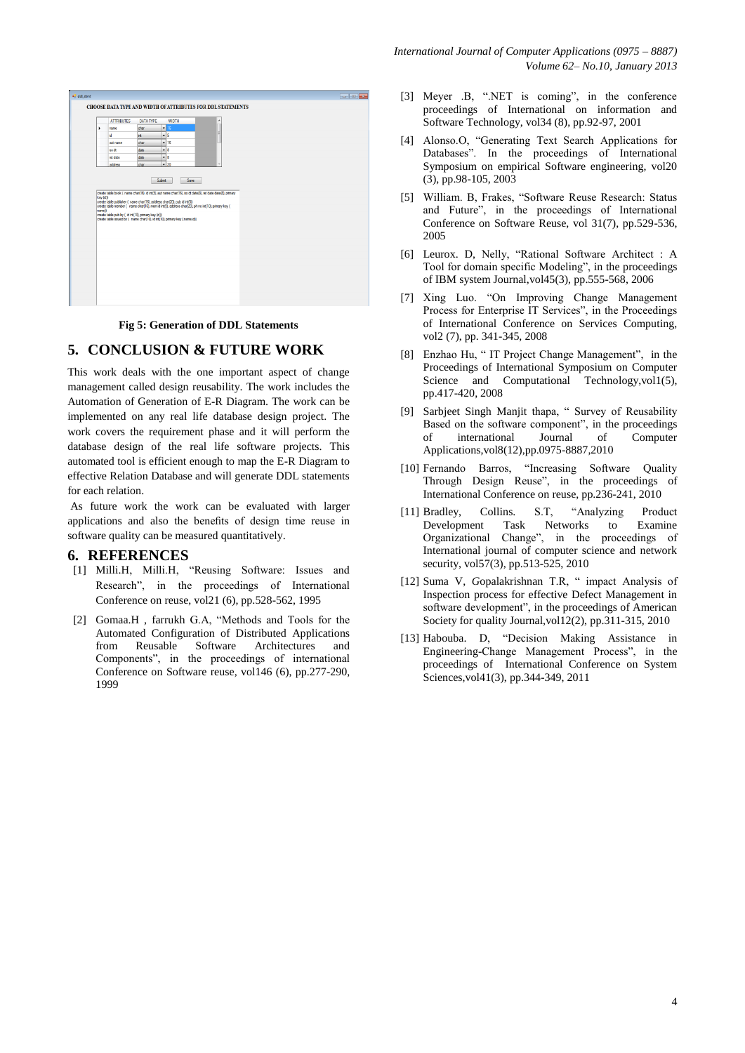Fig 5: Generation of DDL Statements

## 5. CONCLUSION & FUTURE WORK

This work deals with the one important aspect of change management called design reusability. The work includes the Automation of Generation of E-R Diagram. The work can be implemented on any real life database design project. The work covers the requirement phase and it will perform the database design of the real life software projects. This automated tool is efficient enough to map the E-R Diagram to effective Relation Database and will generate DDL statements for each relation.

As future work the work can be evaluated with larger applications and also the benefits of design time reuse in software quality can be measured quantitatively.

## 6. REFERENCES

[1] Milli.H, Milli.H, "Reusing Software: Issues and Research", in the proceedings of International Conference on reuse, vol21 (6), pp.528-562, 1995

[2] Gomaa.H , farrukh G.A, "Methods and Tools for the Automated Configuration of Distributed Applications from Reusable Software Architectures and Components", in the proceedings of international Conference on Software reuse, vol146 (6), pp.277-290, 1999

[3] Meyer .B, ".NET is coming", in the conference proceedings of International on information and Software Technology, vol34 (8), pp.92-97, 2001

[4] Alonso.O, "Generating Text Search Applications for Databases". In the proceedings of International Symposium on empirical Software engineering, vol20 (3), pp.98-105, 2003

[5] William. B, Frakes, "Software Reuse Research: Status and Future", in the proceedings of International Conference on Software Reuse, vol 31(7), pp.529-536, 2005

[6] Leurox. D, Nelly, "Rational Software Architect : A Tool for domain specific Modeling", in the proceedings of IBM system Journal,vol45(3), pp.555-568, 2006

[7] Xing Luo. "On Improving Change Management Process for Enterprise IT Services", in the Proceedings of International Conference on Services Computing, vol2 (7), pp. 341-345, 2008

[8] Enzhao Hu, " IT Project Change Management", in the Proceedings of International Symposium on Computer Science and Computational Technology,vol1(5), pp.417-420, 2008

[9] Sarbjeet Singh Manjit thapa, " Survey of Reusability Based on the software component", in the proceedings of international Journal of Computer Applications,vol8(12),pp.0975-8887,2010

[10] Fernando Barros, "Increasing Software Quality Through Design Reuse", in the proceedings of International Conference on reuse, pp.236-241, 2010

[11] Bradley, Collins. S.T, "Analyzing Product Development Task Networks to Examine Organizational Change", in the proceedings of International journal of computer science and network security, vol57(3), pp.513-525, 2010

[12] Suma V, Gopalakrishnan T.R, " impact Analysis of Inspection process for effective Defect Management in software development", in the proceedings of American Society for quality Journal,vol12(2), pp.311-315, 2010

[13] Habouba. D, "Decision Making Assistance in Engineering-Change Management Process", in the proceedings of International Conference on System Sciences,vol41(3), pp.344-349, 2011